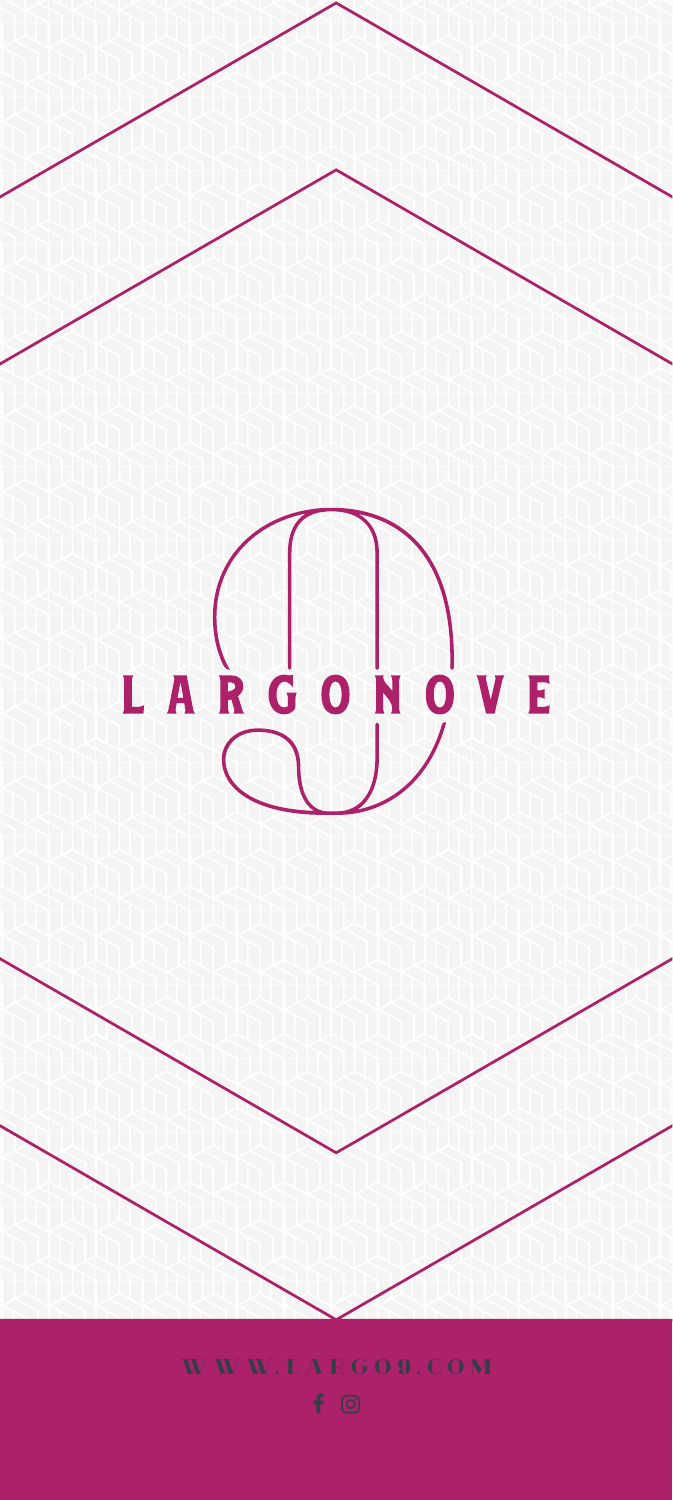# LARGONOVE

WWW.LARGO9.COM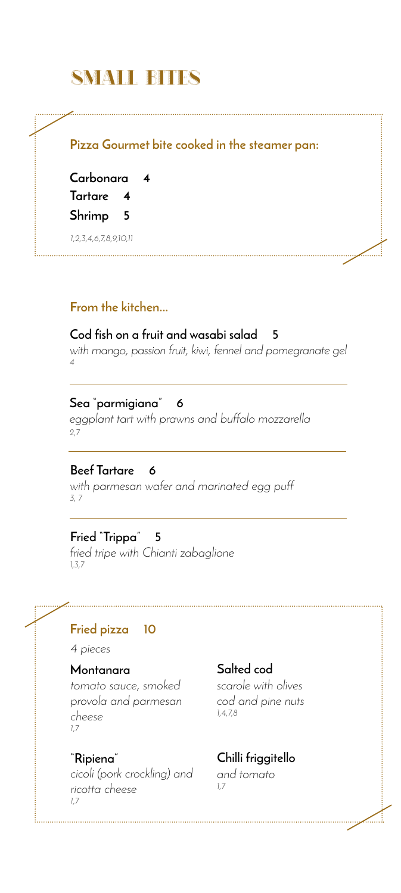# SMALL BITES

**Pizza Gourmet bite cooked in the steamer pan:**

**Carbonara** 4

**Tartare** 4

**Shrimp** 5

*1,2,3,4,6,7,8,9,10,11*

## From the kitchen...

**Cod fish on a fruit and wasabi salad** 5

*with mango, passion fruit, kiwi, fennel and pomegranate gel*

*4*

**Sea "parmigiana"** 6

*eggplant tart with prawns and buffalo mozzarella*

*2,7*

**Beef Tartare** 6

*with parmesan wafer and marinated egg puff*

*3, 7*

**Fried "Trippa"** 5

*fried tripe with Chianti zabaglione*

*1,3,7*

## Fried pizza 10

*4 pieces*

**Montanara**

*tomato sauce, smoked provola and parmesan cheese*

*1,7*

**"Ripiena"**

*cicoli (pork crockling) and ricotta cheese*

*1,7*

**Salted cod**

*scarole with olives cod and pine nuts*

*1,4,7,8*

**Chilli friggitello**

*and tomato*

*1,7*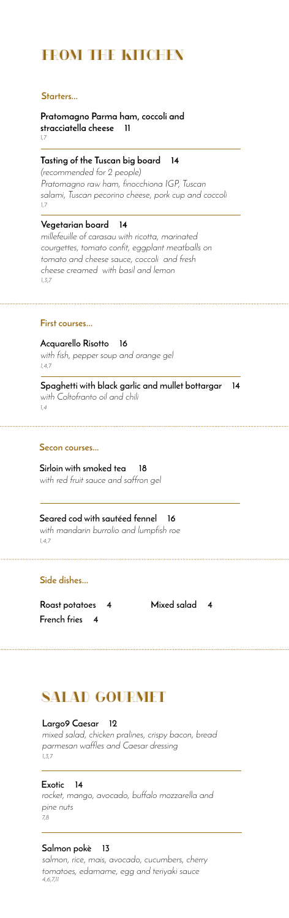# FROM THE KITCHEN

## Starters...

**Pratomagno Parma ham, coccoli and stracciatella cheese 11**
1,7

**Tasting of the Tuscan big board 14**
*(recommended for 2 people)*
*Pratomagno raw ham, finocchiona IGP, Tuscan salami, Tuscan pecorino cheese, pork cup and coccoli*
1,7

**Vegetarian board 14**
*millefeuille of carasau with ricotta, marinated courgettes, tomato confit, eggplant meatballs on tomato and cheese sauce, coccoli and fresh cheese creamed with basil and lemon*
1,3,7

## First courses...

**Acquarello Risotto 16**
*with fish, pepper soup and orange gel*
1,4,7

**Spaghetti with black garlic and mullet bottargar 14**
*with Coltofranto oil and chili*
1,4

## Secon courses...

**Sirloin with smoked tea 18**
*with red fruit sauce and saffron gel*

**Seared cod with sautéed fennel 16**
*with mandarin burrolio and lumpfish roe*
1,4,7

## Side dishes...

**Roast potatoes 4**

**Mixed salad 4**

**French fries 4**

# SALAD GOURMET

**Largo9 Caesar 12**
*mixed salad, chicken pralines, crispy bacon, bread parmesan waffles and Caesar dressing*
1,3,7

**Exotic 14**
*rocket, mango, avocado, buffalo mozzarella and pine nuts*
7,8

**Salmon pokè 13**
*salmon, rice, mais, avocado, cucumbers, cherry tomatoes, edamame, egg and teriyaki sauce*
4,6,7,11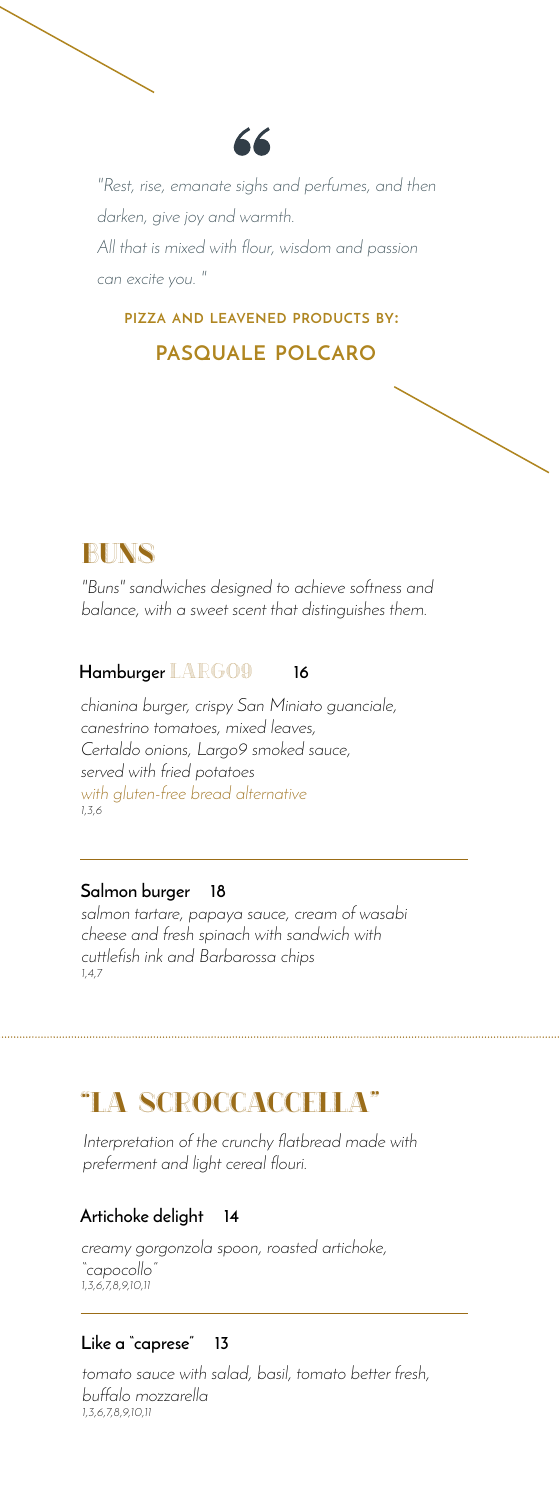"

*"Rest, rise, emanate sighs and perfumes, and then darken, give joy and warmth.*
*All that is mixed with flour, wisdom and passion can excite you. "*

**PIZZA AND LEAVENED PRODUCTS BY:**

**PASQUALE POLCARO**

## BUNS

*"Buns" sandwiches designed to achieve softness and balance, with a sweet scent that distinguishes them.*

### Hamburger LARGO9 16

*chianina burger, crispy San Miniato guanciale, canestrino tomatoes, mixed leaves, Certaldo onions, Largo9 smoked sauce, served with fried potatoes*
*with gluten-free bread alternative*
*1,3,6*

---

### Salmon burger 18

*salmon tartare, papaya sauce, cream of wasabi cheese and fresh spinach with sandwich with cuttlefish ink and Barbarossa chips*
*1,4,7*

---

## "LA SCROCCACCELLA"

*Interpretation of the crunchy flatbread made with preferment and light cereal flouri.*

### Artichoke delight 14

*creamy gorgonzola spoon, roasted artichoke, "capocollo"*
*1,3,6,7,8,9,10,11*

---

### Like a "caprese" 13

*tomato sauce with salad, basil, tomato better fresh, buffalo mozzarella*
*1,3,6,7,8,9,10,11*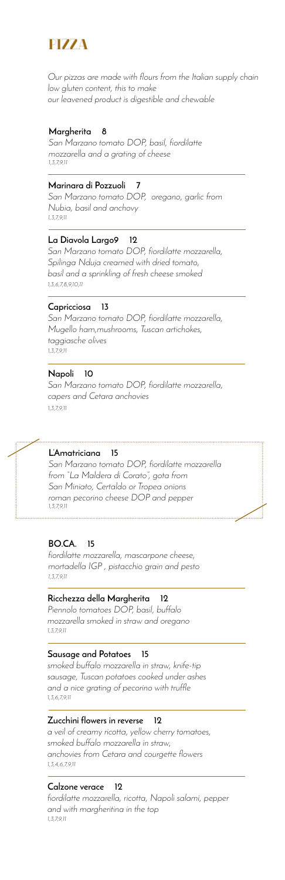# PIZZA

*Our pizzas are made with flours from the Italian supply chain low gluten content, this to make our leavened product is digestible and chewable*

**Margherita 8**

*San Marzano tomato DOP, basil, fiordilatte mozzarella and a grating of cheese*
*1,3,7,9,11*

**Marinara di Pozzuoli 7**

*San Marzano tomato DOP, oregano, garlic from Nubia, basil and anchovy*
*1,3,7,9,11*

**La Diavola Largo9 12**

*San Marzano tomato DOP, fiordilatte mozzarella, Spilinga Nduja creamed with dried tomato, basil and a sprinkling of fresh cheese smoked*
*1,3,6,7,8,9,10,11*

**Capricciosa 13**

*San Marzano tomato DOP, fiordilatte mozzarella, Mugello ham,mushrooms, Tuscan artichokes, taggiasche olives*
*1,3,7,9,11*

**Napoli 10**

*San Marzano tomato DOP, fiordilatte mozzarella, capers and Cetara anchovies*
*1,3,7,9,11*

**L'Amatriciana 15**

*San Marzano tomato DOP, fiordilatte mozzarella from "La Maldera di Corato", gota from San Miniato, Certaldo or Tropea onions roman pecorino cheese DOP and pepper*
*1,3,7,9,11*

**BO.CA. 15**

*fiordilatte mozzarella, mascarpone cheese, mortadella IGP , pistacchio grain and pesto*
*1,3,7,9,11*

**Ricchezza della Margherita 12**

*Piennolo tomatoes DOP, basil, buffalo mozzarella smoked in straw and oregano*
*1,3,7,9,11*

**Sausage and Potatoes 15**

*smoked buffalo mozzarella in straw, knife-tip sausage, Tuscan potatoes cooked under ashes and a nice grating of pecorino with truffle*
*1,3,6,7,9,11*

**Zucchini flowers in reverse 12**

*a veil of creamy ricotta, yellow cherry tomatoes, smoked buffalo mozzarella in straw, anchovies from Cetara and courgette flowers*
*1,3,4,6,7,9,11*

**Calzone verace 12**

*fiordilatte mozzarella, ricotta, Napoli salami, pepper and with margheritina in the top*
*1,3,7,9,11*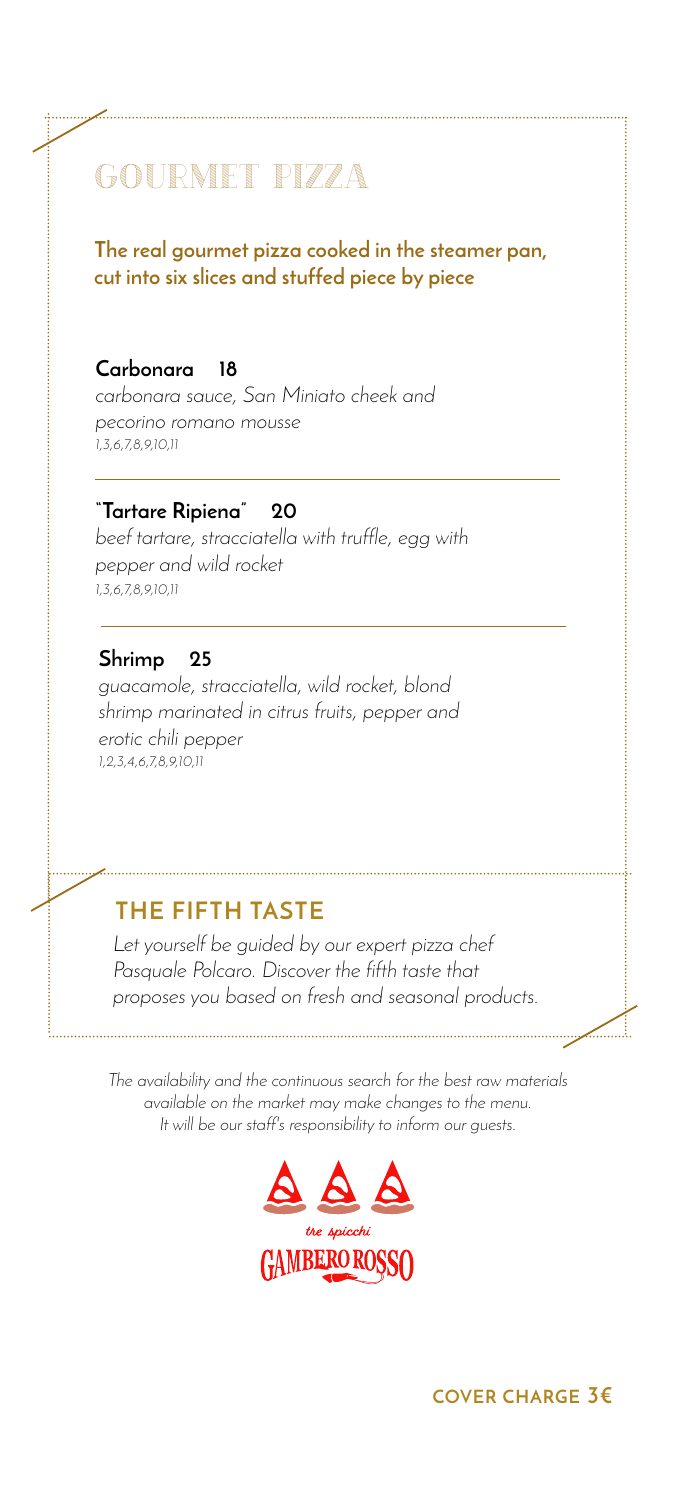# GOURMET PIZZA

**The real gourmet pizza cooked in the steamer pan, cut into six slices and stuffed piece by piece**

**Carbonara 18**

*carbonara sauce, San Miniato cheek and pecorino romano mousse*

*1,3,6,7,8,9,10,11*

**"Tartare Ripiena" 20**

*beef tartare, stracciatella with truffle, egg with pepper and wild rocket*

*1,3,6,7,8,9,10,11*

**Shrimp 25**

*guacamole, stracciatella, wild rocket, blond shrimp marinated in citrus fruits, pepper and erotic chili pepper*

*1,2,3,4,6,7,8,9,10,11*

## THE FIFTH TASTE

*Let yourself be guided by our expert pizza chef Pasquale Polcaro. Discover the fifth taste that proposes you based on fresh and seasonal products.*

*The availability and the continuous search for the best raw materials available on the market may make changes to the menu. It will be our staff's responsibility to inform our guests.*

tre spicchi

GAMBERO ROSSO

**COVER CHARGE 3€**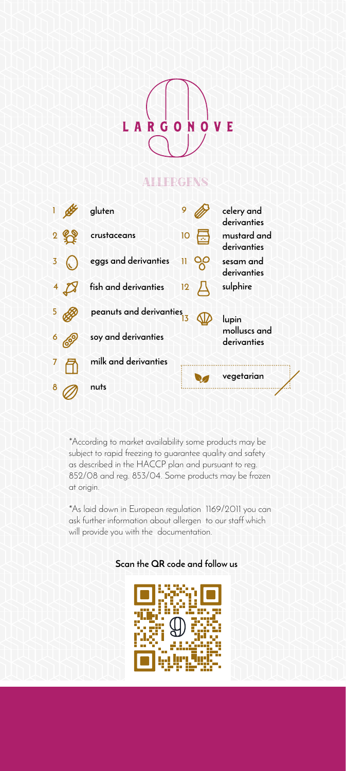# LARGONOVE

## ALLERGENS

1 gluten

2 crustaceans

3 eggs and derivanties

4 fish and derivanties

5 peanuts and derivanties

6 soy and derivanties

7 milk and derivanties

8 nuts

9 celery and derivanties

10 mustard and derivanties

11 sesam and derivanties

12 sulphire

13 lupin molluscs and derivanties

vegetarian

*According to market availability some products may be subject to rapid freezing to guarantee quality and safety as described in the HACCP plan and pursuant to reg. 852/08 and reg. 853/04. Some products may be frozen at origin.

*As laid down in European regulation 1169/2011 you can ask further information about allergen to our staff which will provide you with the documentation.

**Scan the QR code and follow us**